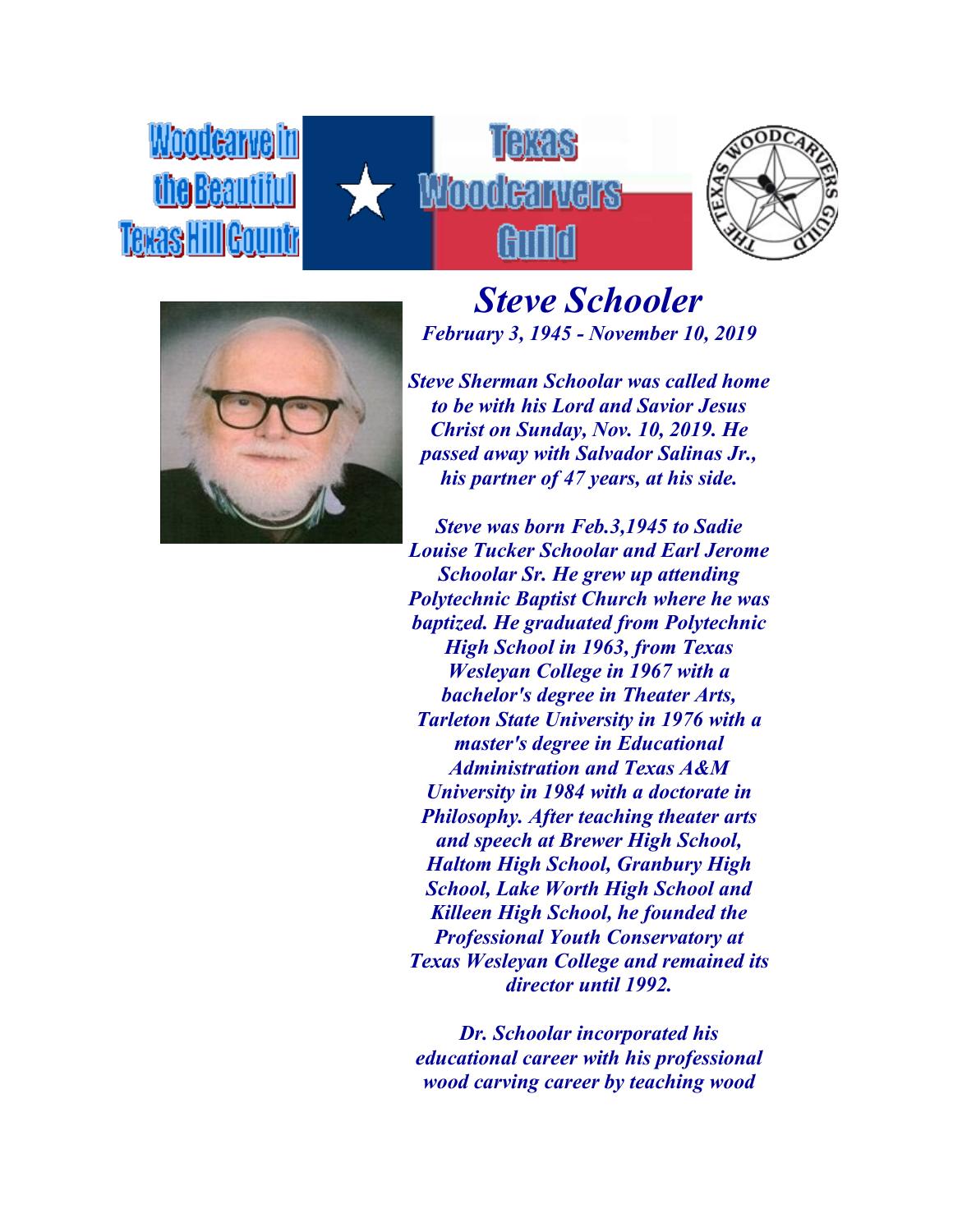Woodcarve in the Beautiful Texas Hill Country

Texas Woodcarvers Guild

# *Steve Schooler*

***February 3, 1945 - November 10, 2019***

***Steve Sherman Schoolar was called home to be with his Lord and Savior Jesus Christ on Sunday, Nov. 10, 2019. He passed away with Salvador Salinas Jr., his partner of 47 years, at his side.***

***Steve was born Feb.3,1945 to Sadie Louise Tucker Schoolar and Earl Jerome Schoolar Sr. He grew up attending Polytechnic Baptist Church where he was baptized. He graduated from Polytechnic High School in 1963, from Texas Wesleyan College in 1967 with a bachelor's degree in Theater Arts, Tarleton State University in 1976 with a master's degree in Educational Administration and Texas A&M University in 1984 with a doctorate in Philosophy. After teaching theater arts and speech at Brewer High School, Haltom High School, Granbury High School, Lake Worth High School and Killeen High School, he founded the Professional Youth Conservatory at Texas Wesleyan College and remained its director until 1992.***

***Dr. Schoolar incorporated his educational career with his professional wood carving career by teaching wood***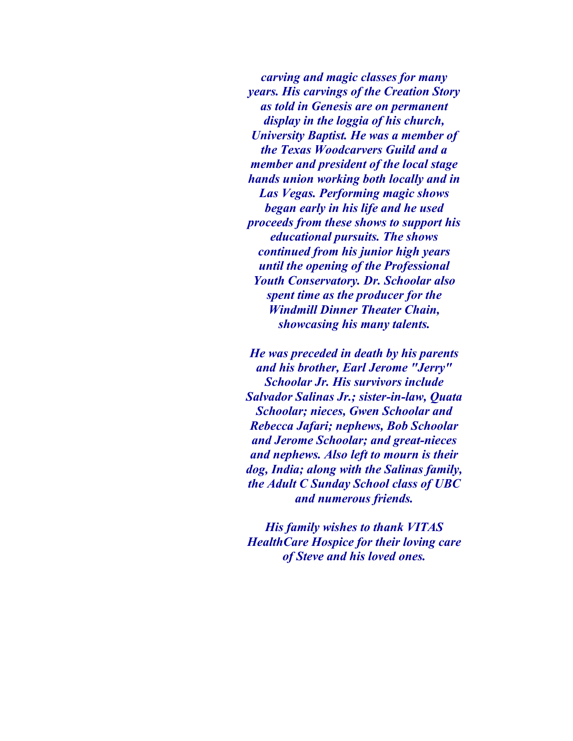***carving and magic classes for many years. His carvings of the Creation Story as told in Genesis are on permanent display in the loggia of his church, University Baptist. He was a member of the Texas Woodcarvers Guild and a member and president of the local stage hands union working both locally and in Las Vegas. Performing magic shows began early in his life and he used proceeds from these shows to support his educational pursuits. The shows continued from his junior high years until the opening of the Professional Youth Conservatory. Dr. Schoolar also spent time as the producer for the Windmill Dinner Theater Chain, showcasing his many talents.***

***He was preceded in death by his parents and his brother, Earl Jerome "Jerry" Schoolar Jr. His survivors include Salvador Salinas Jr.; sister-in-law, Quata Schoolar; nieces, Gwen Schoolar and Rebecca Jafari; nephews, Bob Schoolar and Jerome Schoolar; and great-nieces and nephews. Also left to mourn is their dog, India; along with the Salinas family, the Adult C Sunday School class of UBC and numerous friends.***

***His family wishes to thank VITAS HealthCare Hospice for their loving care of Steve and his loved ones.***